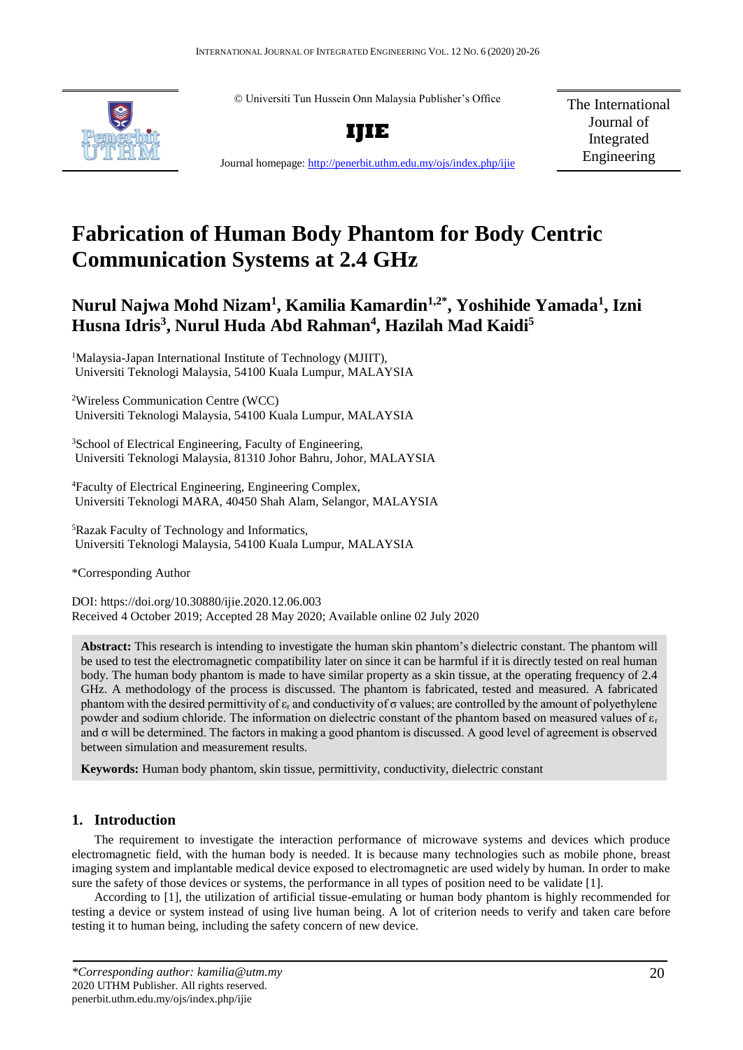© Universiti Tun Hussein Onn Malaysia Publisher's Office

**IJIE**

Journal homepage: http://penerbit.uthm.edu.my/ojs/index.php/ijie

The International Journal of Integrated Engineering

# Fabrication of Human Body Phantom for Body Centric Communication Systems at 2.4 GHz

**Nurul Najwa Mohd Nizam[1], Kamilia Kamardin[1,2*], Yoshihide Yamada[1], Izni Husna Idris[3], Nurul Huda Abd Rahman[4], Hazilah Mad Kaidi[5]**

[1]Malaysia-Japan International Institute of Technology (MJIIT), Universiti Teknologi Malaysia, 54100 Kuala Lumpur, MALAYSIA

[2]Wireless Communication Centre (WCC) Universiti Teknologi Malaysia, 54100 Kuala Lumpur, MALAYSIA

[3]School of Electrical Engineering, Faculty of Engineering, Universiti Teknologi Malaysia, 81310 Johor Bahru, Johor, MALAYSIA

[4]Faculty of Electrical Engineering, Engineering Complex, Universiti Teknologi MARA, 40450 Shah Alam, Selangor, MALAYSIA

[5]Razak Faculty of Technology and Informatics, Universiti Teknologi Malaysia, 54100 Kuala Lumpur, MALAYSIA

*Corresponding Author

DOI: https://doi.org/10.30880/ijie.2020.12.06.003

Received 4 October 2019; Accepted 28 May 2020; Available online 02 July 2020

**Abstract:** This research is intending to investigate the human skin phantom's dielectric constant. The phantom will be used to test the electromagnetic compatibility later on since it can be harmful if it is directly tested on real human body. The human body phantom is made to have similar property as a skin tissue, at the operating frequency of 2.4 GHz. A methodology of the process is discussed. The phantom is fabricated, tested and measured. A fabricated phantom with the desired permittivity of $\varepsilon_r$ and conductivity of $\sigma$ values; are controlled by the amount of polyethylene powder and sodium chloride. The information on dielectric constant of the phantom based on measured values of $\varepsilon_r$ and $\sigma$ will be determined. The factors in making a good phantom is discussed. A good level of agreement is observed between simulation and measurement results.

**Keywords:** Human body phantom, skin tissue, permittivity, conductivity, dielectric constant

## 1. Introduction

The requirement to investigate the interaction performance of microwave systems and devices which produce electromagnetic field, with the human body is needed. It is because many technologies such as mobile phone, breast imaging system and implantable medical device exposed to electromagnetic are used widely by human. In order to make sure the safety of those devices or systems, the performance in all types of position need to be validate [1].

According to [1], the utilization of artificial tissue-emulating or human body phantom is highly recommended for testing a device or system instead of using live human being. A lot of criterion needs to verify and taken care before testing it to human being, including the safety concern of new device.

*Corresponding author: kamilia@utm.my
2020 UTHM Publisher. All rights reserved.
penerbit.uthm.edu.my/ojs/index.php/ijie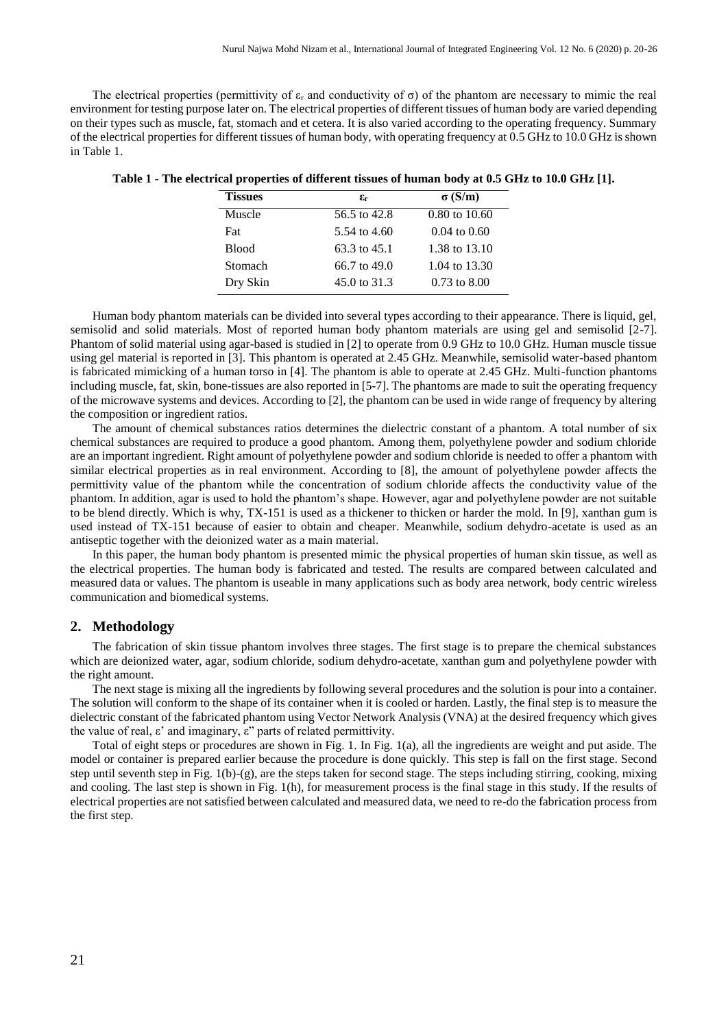The electrical properties (permittivity of $\varepsilon_r$ and conductivity of $\sigma$) of the phantom are necessary to mimic the real environment for testing purpose later on. The electrical properties of different tissues of human body are varied depending on their types such as muscle, fat, stomach and et cetera. It is also varied according to the operating frequency. Summary of the electrical properties for different tissues of human body, with operating frequency at 0.5 GHz to 10.0 GHz is shown in Table 1.

**Table 1 - The electrical properties of different tissues of human body at 0.5 GHz to 10.0 GHz [1].**

| Tissues | $\varepsilon_r$ | $\sigma$ (S/m) |
|---|---|---|
| Muscle | 56.5 to 42.8 | 0.80 to 10.60 |
| Fat | 5.54 to 4.60 | 0.04 to 0.60 |
| Blood | 63.3 to 45.1 | 1.38 to 13.10 |
| Stomach | 66.7 to 49.0 | 1.04 to 13.30 |
| Dry Skin | 45.0 to 31.3 | 0.73 to 8.00 |

Human body phantom materials can be divided into several types according to their appearance. There is liquid, gel, semisolid and solid materials. Most of reported human body phantom materials are using gel and semisolid [2-7]. Phantom of solid material using agar-based is studied in [2] to operate from 0.9 GHz to 10.0 GHz. Human muscle tissue using gel material is reported in [3]. This phantom is operated at 2.45 GHz. Meanwhile, semisolid water-based phantom is fabricated mimicking of a human torso in [4]. The phantom is able to operate at 2.45 GHz. Multi-function phantoms including muscle, fat, skin, bone-tissues are also reported in [5-7]. The phantoms are made to suit the operating frequency of the microwave systems and devices. According to [2], the phantom can be used in wide range of frequency by altering the composition or ingredient ratios.

The amount of chemical substances ratios determines the dielectric constant of a phantom. A total number of six chemical substances are required to produce a good phantom. Among them, polyethylene powder and sodium chloride are an important ingredient. Right amount of polyethylene powder and sodium chloride is needed to offer a phantom with similar electrical properties as in real environment. According to [8], the amount of polyethylene powder affects the permittivity value of the phantom while the concentration of sodium chloride affects the conductivity value of the phantom. In addition, agar is used to hold the phantom's shape. However, agar and polyethylene powder are not suitable to be blend directly. Which is why, TX-151 is used as a thickener to thicken or harder the mold. In [9], xanthan gum is used instead of TX-151 because of easier to obtain and cheaper. Meanwhile, sodium dehydro-acetate is used as an antiseptic together with the deionized water as a main material.

In this paper, the human body phantom is presented mimic the physical properties of human skin tissue, as well as the electrical properties. The human body is fabricated and tested. The results are compared between calculated and measured data or values. The phantom is useable in many applications such as body area network, body centric wireless communication and biomedical systems.

## 2. Methodology

The fabrication of skin tissue phantom involves three stages. The first stage is to prepare the chemical substances which are deionized water, agar, sodium chloride, sodium dehydro-acetate, xanthan gum and polyethylene powder with the right amount.

The next stage is mixing all the ingredients by following several procedures and the solution is pour into a container. The solution will conform to the shape of its container when it is cooled or harden. Lastly, the final step is to measure the dielectric constant of the fabricated phantom using Vector Network Analysis (VNA) at the desired frequency which gives the value of real, $\varepsilon'$ and imaginary, $\varepsilon''$ parts of related permittivity.

Total of eight steps or procedures are shown in Fig. 1. In Fig. 1(a), all the ingredients are weight and put aside. The model or container is prepared earlier because the procedure is done quickly. This step is fall on the first stage. Second step until seventh step in Fig. 1(b)-(g), are the steps taken for second stage. The steps including stirring, cooking, mixing and cooling. The last step is shown in Fig. 1(h), for measurement process is the final stage in this study. If the results of electrical properties are not satisfied between calculated and measured data, we need to re-do the fabrication process from the first step.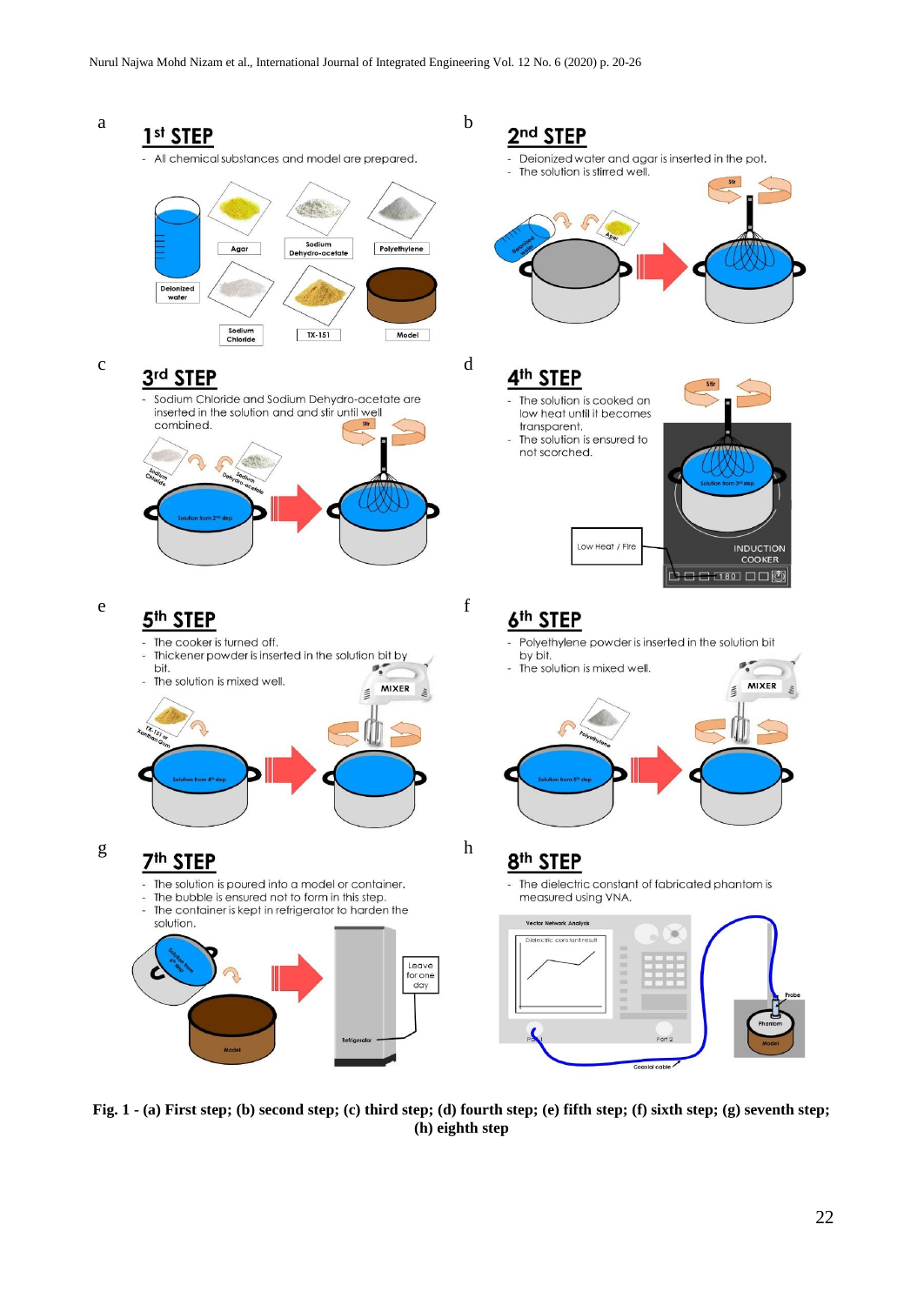a

## 1st STEP

- All chemical substances and model are prepared.

Deionized water, Agar, Sodium Dehydro-acetate, Polyethylene, Sodium Chloride, TX-151, Model

b

## 2nd STEP

- Deionized water and agar is inserted in the pot.
- The solution is stirred well.

c

## 3rd STEP

- Sodium Chloride and Sodium Dehydro-acetate are inserted in the solution and and stir until well combined.

d

## 4th STEP

- The solution is cooked on low heat until it becomes transparent.
- The solution is ensured to not scorched.

Low Heat / Fire

INDUCTION COOKER

e

## 5th STEP

- The cooker is turned off.
- Thickener powder is inserted in the solution bit by bit.
- The solution is mixed well.

TX-151 or Xanthan Gum

MIXER

f

## 6th STEP

- Polyethylene powder is inserted in the solution bit by bit.
- The solution is mixed well.

MIXER

g

## 7th STEP

- The solution is poured into a model or container.
- The bubble is ensured not to form in this step.
- The container is kept in refrigerator to harden the solution.

Leave for one day

Refrigerator

h

## 8th STEP

- The dielectric constant of fabricated phantom is measured using VNA.

Vector Network Analysis

Dielectric constant result

Port 1, Port 2, Coaxial cable, Probe, Phantom, Model

**Fig. 1 - (a) First step; (b) second step; (c) third step; (d) fourth step; (e) fifth step; (f) sixth step; (g) seventh step; (h) eighth step**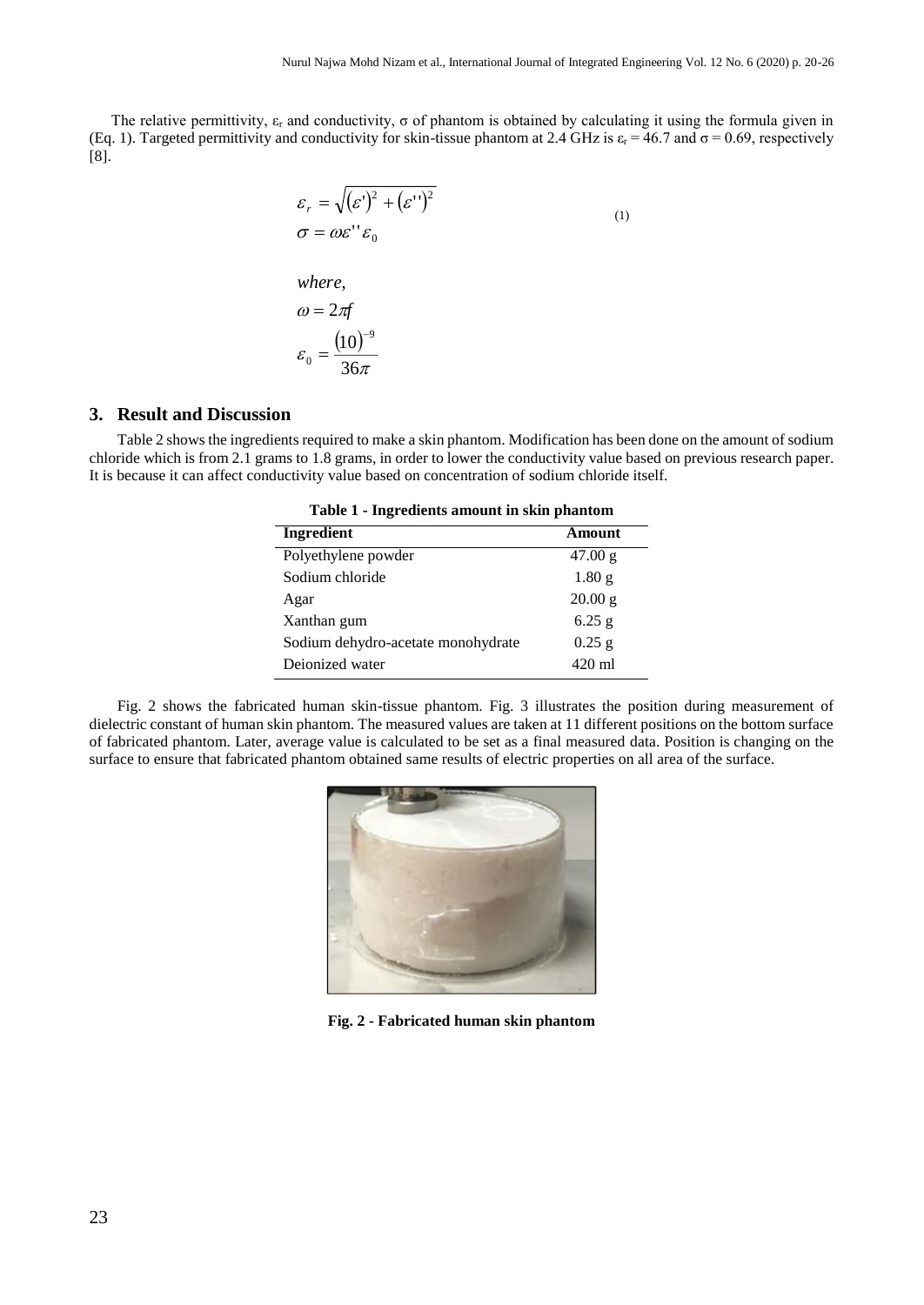The relative permittivity, $\varepsilon_r$ and conductivity, $\sigma$ of phantom is obtained by calculating it using the formula given in (Eq. 1). Targeted permittivity and conductivity for skin-tissue phantom at 2.4 GHz is $\varepsilon_r = 46.7$ and $\sigma = 0.69$, respectively [8].

$$\varepsilon_r = \sqrt{(\varepsilon')^2 + (\varepsilon'')^2}$$
$$\sigma = \omega\varepsilon''\varepsilon_0 \tag{1}$$

*where,*

$$\omega = 2\pi f$$
$$\varepsilon_0 = \frac{(10)^{-9}}{36\pi}$$

## 3. Result and Discussion

Table 2 shows the ingredients required to make a skin phantom. Modification has been done on the amount of sodium chloride which is from 2.1 grams to 1.8 grams, in order to lower the conductivity value based on previous research paper. It is because it can affect conductivity value based on concentration of sodium chloride itself.

**Table 1 - Ingredients amount in skin phantom**

| Ingredient | Amount |
|---|---|
| Polyethylene powder | 47.00 g |
| Sodium chloride | 1.80 g |
| Agar | 20.00 g |
| Xanthan gum | 6.25 g |
| Sodium dehydro-acetate monohydrate | 0.25 g |
| Deionized water | 420 ml |

Fig. 2 shows the fabricated human skin-tissue phantom. Fig. 3 illustrates the position during measurement of dielectric constant of human skin phantom. The measured values are taken at 11 different positions on the bottom surface of fabricated phantom. Later, average value is calculated to be set as a final measured data. Position is changing on the surface to ensure that fabricated phantom obtained same results of electric properties on all area of the surface.

**Fig. 2 - Fabricated human skin phantom**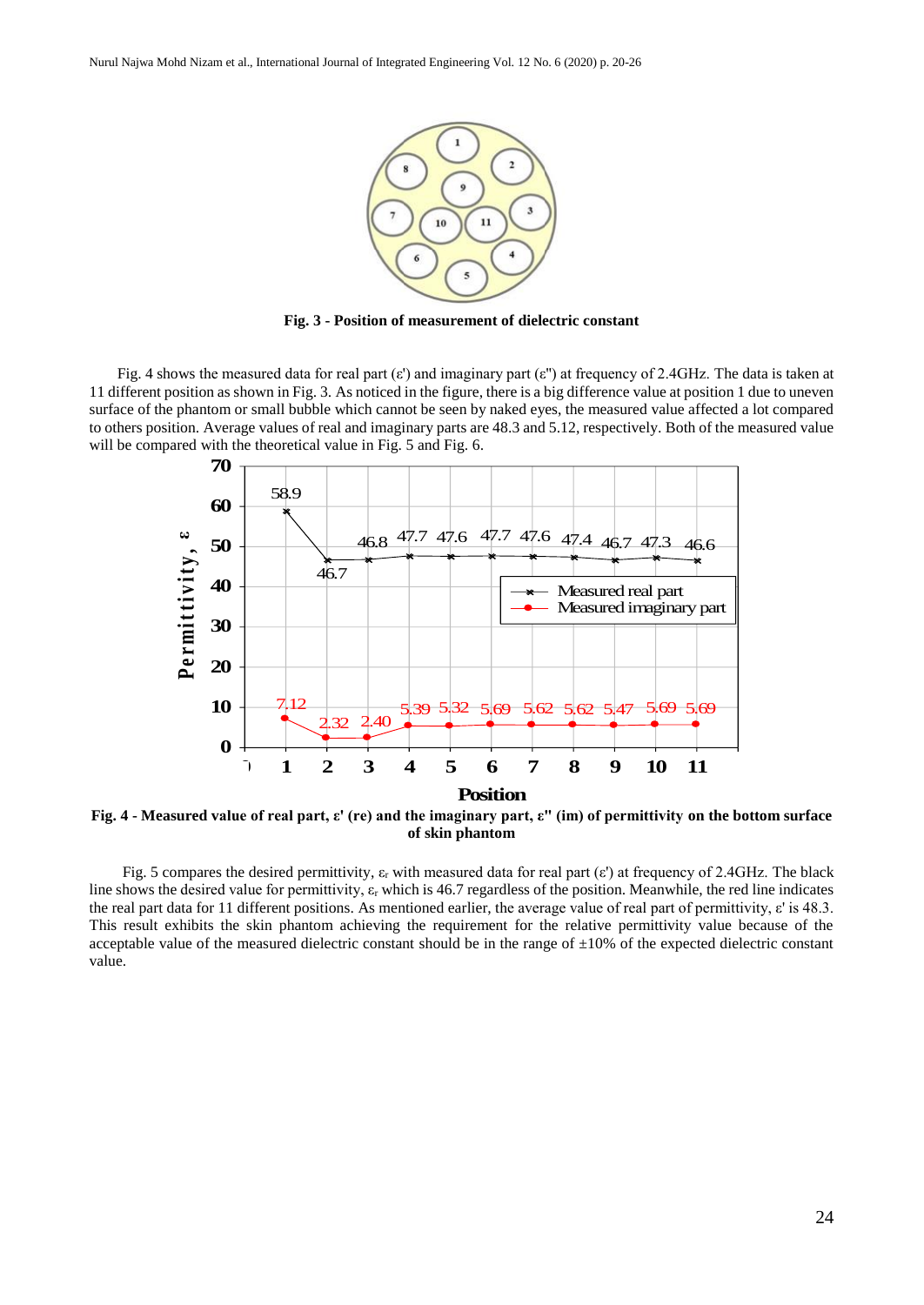**Fig. 3 - Position of measurement of dielectric constant**

Fig. 4 shows the measured data for real part (ε') and imaginary part (ε") at frequency of 2.4GHz. The data is taken at 11 different position as shown in Fig. 3. As noticed in the figure, there is a big difference value at position 1 due to uneven surface of the phantom or small bubble which cannot be seen by naked eyes, the measured value affected a lot compared to others position. Average values of real and imaginary parts are 48.3 and 5.12, respectively. Both of the measured value will be compared with the theoretical value in Fig. 5 and Fig. 6.

**Fig. 4 - Measured value of real part, ε' (re) and the imaginary part, ε" (im) of permittivity on the bottom surface of skin phantom**

Fig. 5 compares the desired permittivity, $\varepsilon_r$ with measured data for real part (ε') at frequency of 2.4GHz. The black line shows the desired value for permittivity, $\varepsilon_r$ which is 46.7 regardless of the position. Meanwhile, the red line indicates the real part data for 11 different positions. As mentioned earlier, the average value of real part of permittivity, ε' is 48.3. This result exhibits the skin phantom achieving the requirement for the relative permittivity value because of the acceptable value of the measured dielectric constant should be in the range of ±10% of the expected dielectric constant value.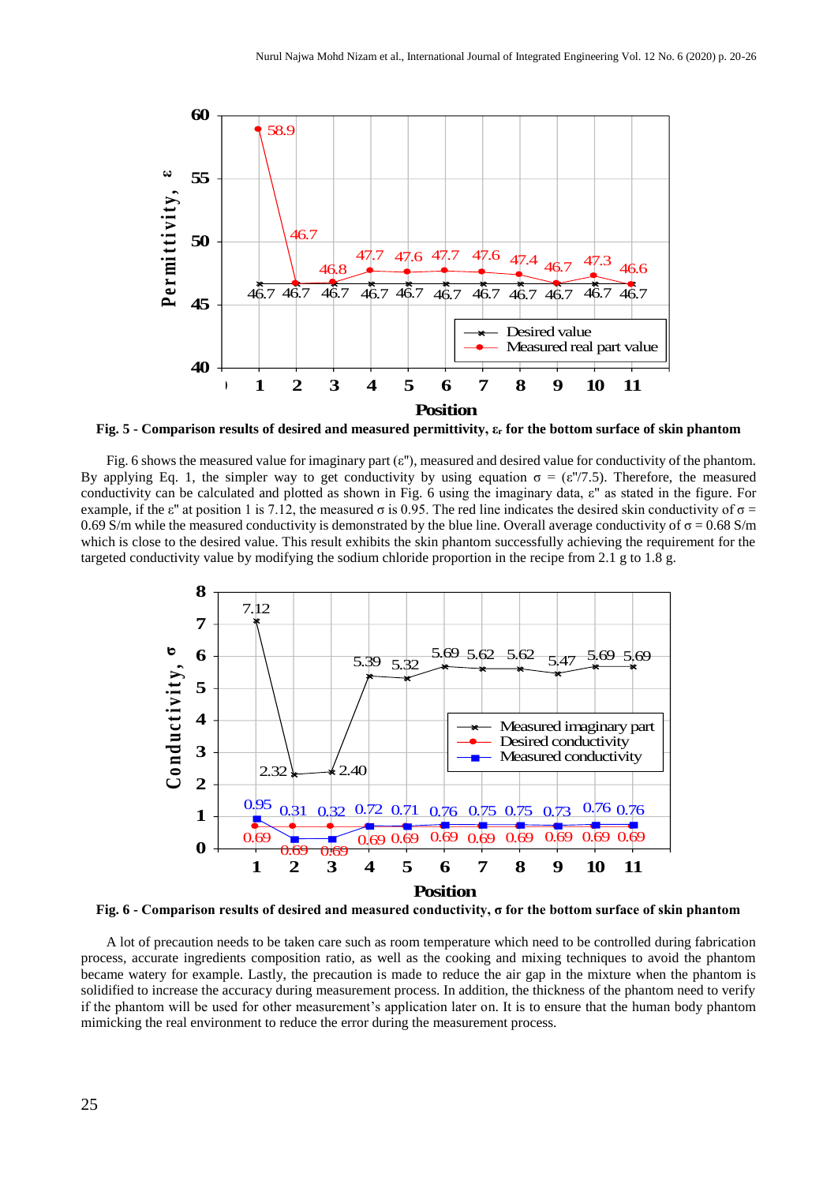Fig. 5 - Comparison results of desired and measured permittivity, $\varepsilon_r$ for the bottom surface of skin phantom

Fig. 6 shows the measured value for imaginary part (ε"), measured and desired value for conductivity of the phantom. By applying Eq. 1, the simpler way to get conductivity by using equation $\sigma = (\varepsilon''/7.5)$. Therefore, the measured conductivity can be calculated and plotted as shown in Fig. 6 using the imaginary data, ε" as stated in the figure. For example, if the ε" at position 1 is 7.12, the measured σ is 0.95. The red line indicates the desired skin conductivity of σ = 0.69 S/m while the measured conductivity is demonstrated by the blue line. Overall average conductivity of σ = 0.68 S/m which is close to the desired value. This result exhibits the skin phantom successfully achieving the requirement for the targeted conductivity value by modifying the sodium chloride proportion in the recipe from 2.1 g to 1.8 g.

Fig. 6 - Comparison results of desired and measured conductivity, σ for the bottom surface of skin phantom

A lot of precaution needs to be taken care such as room temperature which need to be controlled during fabrication process, accurate ingredients composition ratio, as well as the cooking and mixing techniques to avoid the phantom became watery for example. Lastly, the precaution is made to reduce the air gap in the mixture when the phantom is solidified to increase the accuracy during measurement process. In addition, the thickness of the phantom need to verify if the phantom will be used for other measurement's application later on. It is to ensure that the human body phantom mimicking the real environment to reduce the error during the measurement process.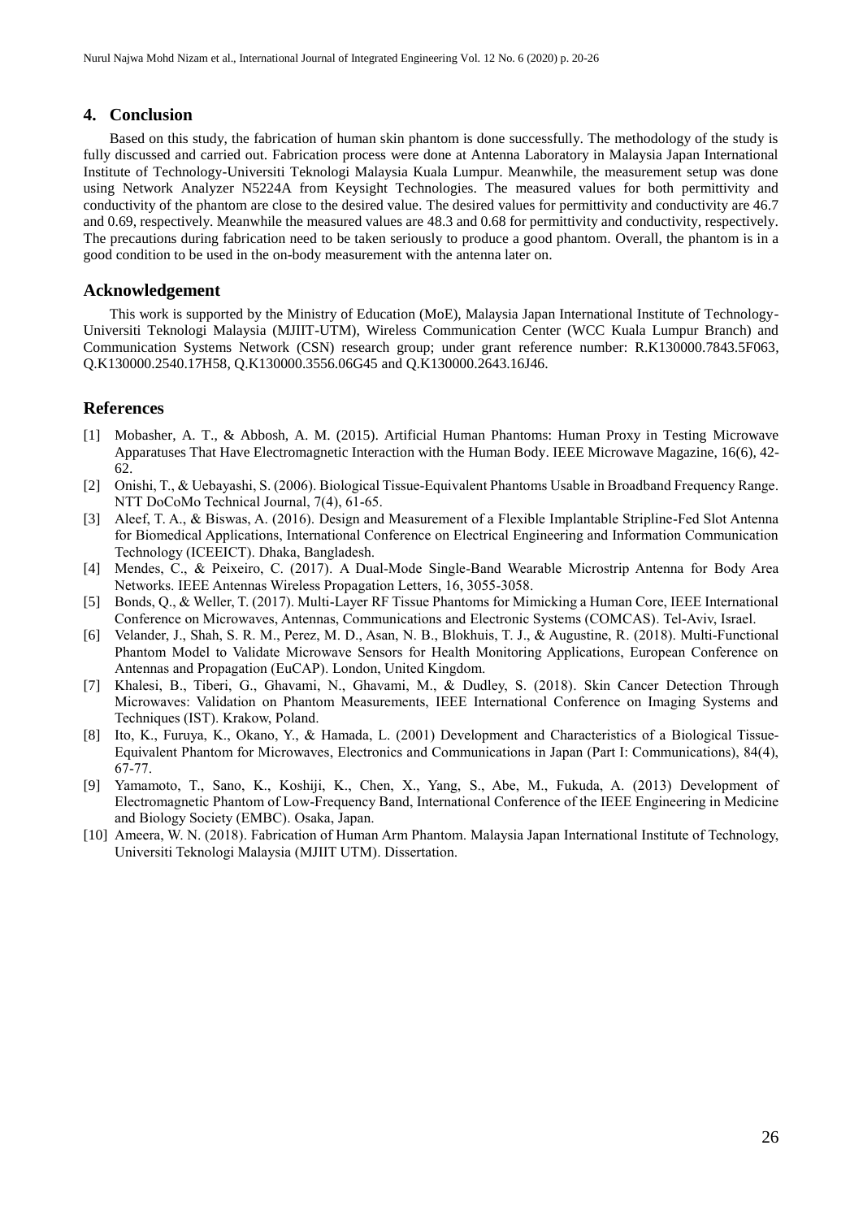## 4. Conclusion

Based on this study, the fabrication of human skin phantom is done successfully. The methodology of the study is fully discussed and carried out. Fabrication process were done at Antenna Laboratory in Malaysia Japan International Institute of Technology-Universiti Teknologi Malaysia Kuala Lumpur. Meanwhile, the measurement setup was done using Network Analyzer N5224A from Keysight Technologies. The measured values for both permittivity and conductivity of the phantom are close to the desired value. The desired values for permittivity and conductivity are 46.7 and 0.69, respectively. Meanwhile the measured values are 48.3 and 0.68 for permittivity and conductivity, respectively. The precautions during fabrication need to be taken seriously to produce a good phantom. Overall, the phantom is in a good condition to be used in the on-body measurement with the antenna later on.

## Acknowledgement

This work is supported by the Ministry of Education (MoE), Malaysia Japan International Institute of Technology-Universiti Teknologi Malaysia (MJIIT-UTM), Wireless Communication Center (WCC Kuala Lumpur Branch) and Communication Systems Network (CSN) research group; under grant reference number: R.K130000.7843.5F063, Q.K130000.2540.17H58, Q.K130000.3556.06G45 and Q.K130000.2643.16J46.

## References

[1] Mobasher, A. T., & Abbosh, A. M. (2015). Artificial Human Phantoms: Human Proxy in Testing Microwave Apparatuses That Have Electromagnetic Interaction with the Human Body. IEEE Microwave Magazine, 16(6), 42-62.

[2] Onishi, T., & Uebayashi, S. (2006). Biological Tissue-Equivalent Phantoms Usable in Broadband Frequency Range. NTT DoCoMo Technical Journal, 7(4), 61-65.

[3] Aleef, T. A., & Biswas, A. (2016). Design and Measurement of a Flexible Implantable Stripline-Fed Slot Antenna for Biomedical Applications, International Conference on Electrical Engineering and Information Communication Technology (ICEEICT). Dhaka, Bangladesh.

[4] Mendes, C., & Peixeiro, C. (2017). A Dual-Mode Single-Band Wearable Microstrip Antenna for Body Area Networks. IEEE Antennas Wireless Propagation Letters, 16, 3055-3058.

[5] Bonds, Q., & Weller, T. (2017). Multi-Layer RF Tissue Phantoms for Mimicking a Human Core, IEEE International Conference on Microwaves, Antennas, Communications and Electronic Systems (COMCAS). Tel-Aviv, Israel.

[6] Velander, J., Shah, S. R. M., Perez, M. D., Asan, N. B., Blokhuis, T. J., & Augustine, R. (2018). Multi-Functional Phantom Model to Validate Microwave Sensors for Health Monitoring Applications, European Conference on Antennas and Propagation (EuCAP). London, United Kingdom.

[7] Khalesi, B., Tiberi, G., Ghavami, N., Ghavami, M., & Dudley, S. (2018). Skin Cancer Detection Through Microwaves: Validation on Phantom Measurements, IEEE International Conference on Imaging Systems and Techniques (IST). Krakow, Poland.

[8] Ito, K., Furuya, K., Okano, Y., & Hamada, L. (2001) Development and Characteristics of a Biological Tissue-Equivalent Phantom for Microwaves, Electronics and Communications in Japan (Part I: Communications), 84(4), 67-77.

[9] Yamamoto, T., Sano, K., Koshiji, K., Chen, X., Yang, S., Abe, M., Fukuda, A. (2013) Development of Electromagnetic Phantom of Low-Frequency Band, International Conference of the IEEE Engineering in Medicine and Biology Society (EMBC). Osaka, Japan.

[10] Ameera, W. N. (2018). Fabrication of Human Arm Phantom. Malaysia Japan International Institute of Technology, Universiti Teknologi Malaysia (MJIIT UTM). Dissertation.